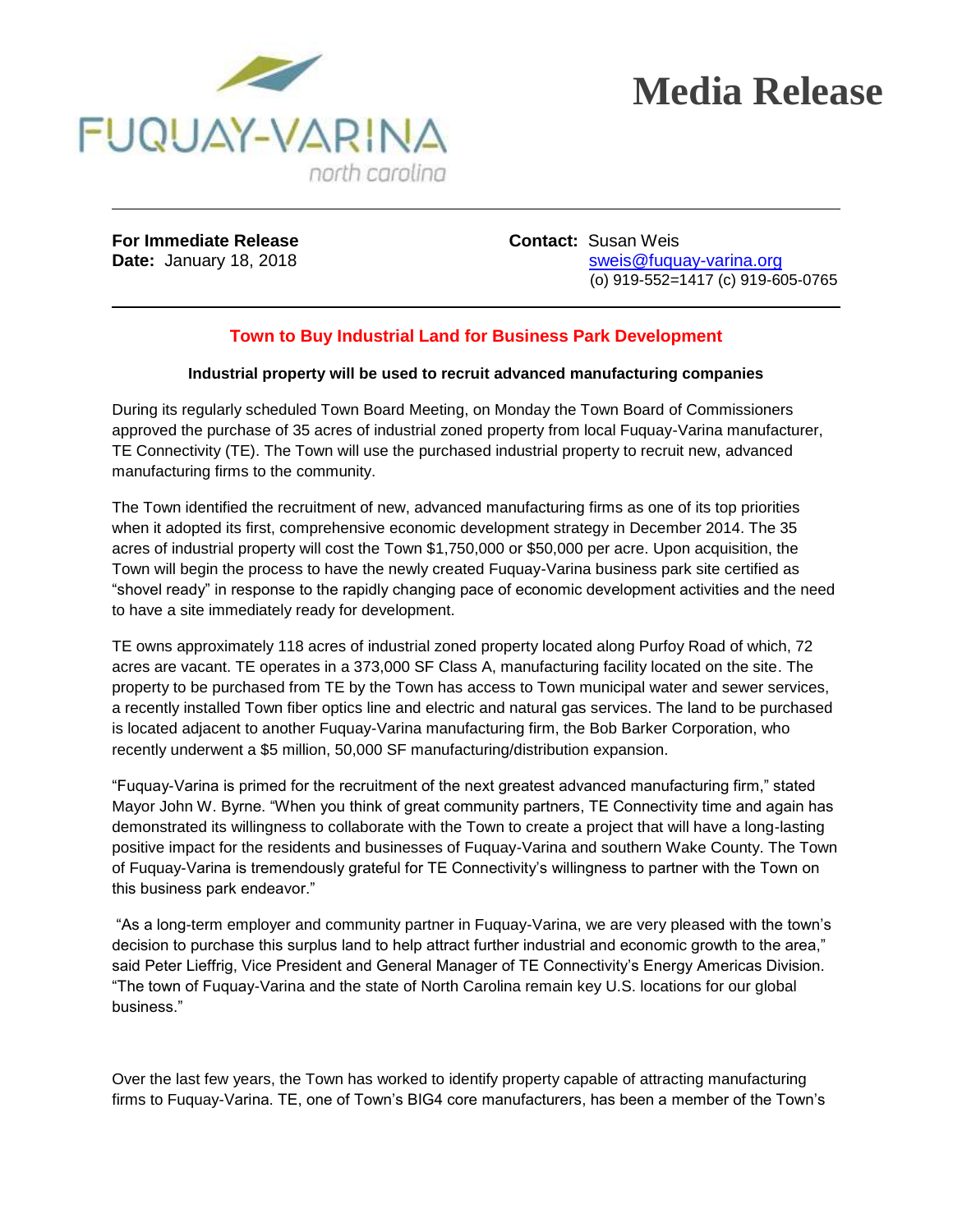FUQUAY-VARINA
north carolina

# Media Release

**For Immediate Release**
**Date:** January 18, 2018

**Contact:** Susan Weis
sweis@fuquay-varina.org
(o) 919-552=1417 (c) 919-605-0765

## Town to Buy Industrial Land for Business Park Development

**Industrial property will be used to recruit advanced manufacturing companies**

During its regularly scheduled Town Board Meeting, on Monday the Town Board of Commissioners approved the purchase of 35 acres of industrial zoned property from local Fuquay-Varina manufacturer, TE Connectivity (TE). The Town will use the purchased industrial property to recruit new, advanced manufacturing firms to the community.

The Town identified the recruitment of new, advanced manufacturing firms as one of its top priorities when it adopted its first, comprehensive economic development strategy in December 2014. The 35 acres of industrial property will cost the Town $1,750,000 or $50,000 per acre. Upon acquisition, the Town will begin the process to have the newly created Fuquay-Varina business park site certified as "shovel ready" in response to the rapidly changing pace of economic development activities and the need to have a site immediately ready for development.

TE owns approximately 118 acres of industrial zoned property located along Purfoy Road of which, 72 acres are vacant. TE operates in a 373,000 SF Class A, manufacturing facility located on the site. The property to be purchased from TE by the Town has access to Town municipal water and sewer services, a recently installed Town fiber optics line and electric and natural gas services. The land to be purchased is located adjacent to another Fuquay-Varina manufacturing firm, the Bob Barker Corporation, who recently underwent a $5 million, 50,000 SF manufacturing/distribution expansion.

"Fuquay-Varina is primed for the recruitment of the next greatest advanced manufacturing firm," stated Mayor John W. Byrne. "When you think of great community partners, TE Connectivity time and again has demonstrated its willingness to collaborate with the Town to create a project that will have a long-lasting positive impact for the residents and businesses of Fuquay-Varina and southern Wake County. The Town of Fuquay-Varina is tremendously grateful for TE Connectivity's willingness to partner with the Town on this business park endeavor."

"As a long-term employer and community partner in Fuquay-Varina, we are very pleased with the town's decision to purchase this surplus land to help attract further industrial and economic growth to the area," said Peter Lieffrig, Vice President and General Manager of TE Connectivity's Energy Americas Division. "The town of Fuquay-Varina and the state of North Carolina remain key U.S. locations for our global business."

Over the last few years, the Town has worked to identify property capable of attracting manufacturing firms to Fuquay-Varina. TE, one of Town's BIG4 core manufacturers, has been a member of the Town's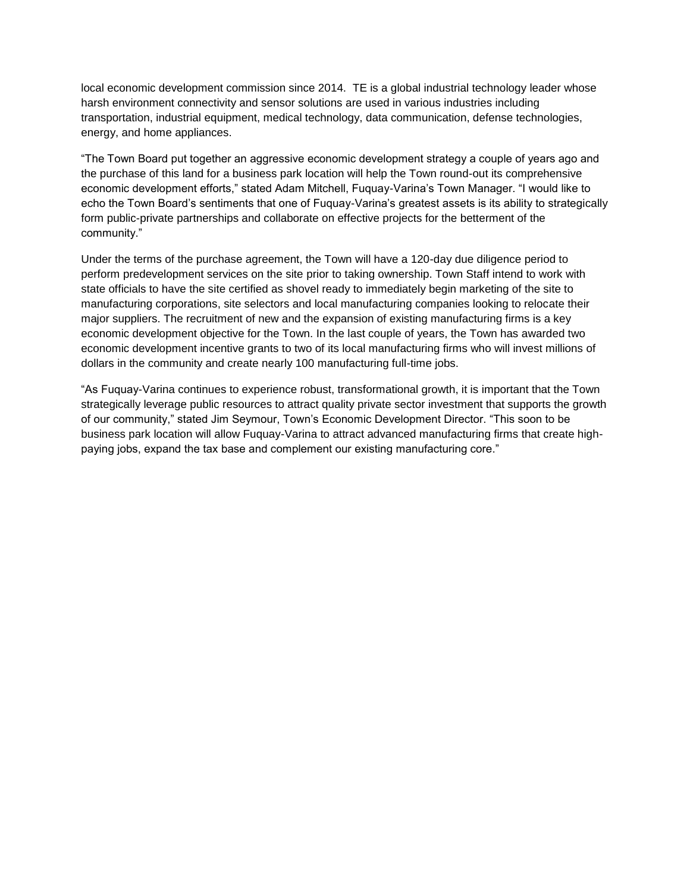local economic development commission since 2014. TE is a global industrial technology leader whose harsh environment connectivity and sensor solutions are used in various industries including transportation, industrial equipment, medical technology, data communication, defense technologies, energy, and home appliances.

"The Town Board put together an aggressive economic development strategy a couple of years ago and the purchase of this land for a business park location will help the Town round-out its comprehensive economic development efforts," stated Adam Mitchell, Fuquay-Varina's Town Manager. "I would like to echo the Town Board's sentiments that one of Fuquay-Varina's greatest assets is its ability to strategically form public-private partnerships and collaborate on effective projects for the betterment of the community."

Under the terms of the purchase agreement, the Town will have a 120-day due diligence period to perform predevelopment services on the site prior to taking ownership. Town Staff intend to work with state officials to have the site certified as shovel ready to immediately begin marketing of the site to manufacturing corporations, site selectors and local manufacturing companies looking to relocate their major suppliers. The recruitment of new and the expansion of existing manufacturing firms is a key economic development objective for the Town. In the last couple of years, the Town has awarded two economic development incentive grants to two of its local manufacturing firms who will invest millions of dollars in the community and create nearly 100 manufacturing full-time jobs.

"As Fuquay-Varina continues to experience robust, transformational growth, it is important that the Town strategically leverage public resources to attract quality private sector investment that supports the growth of our community," stated Jim Seymour, Town's Economic Development Director. "This soon to be business park location will allow Fuquay-Varina to attract advanced manufacturing firms that create high-paying jobs, expand the tax base and complement our existing manufacturing core."